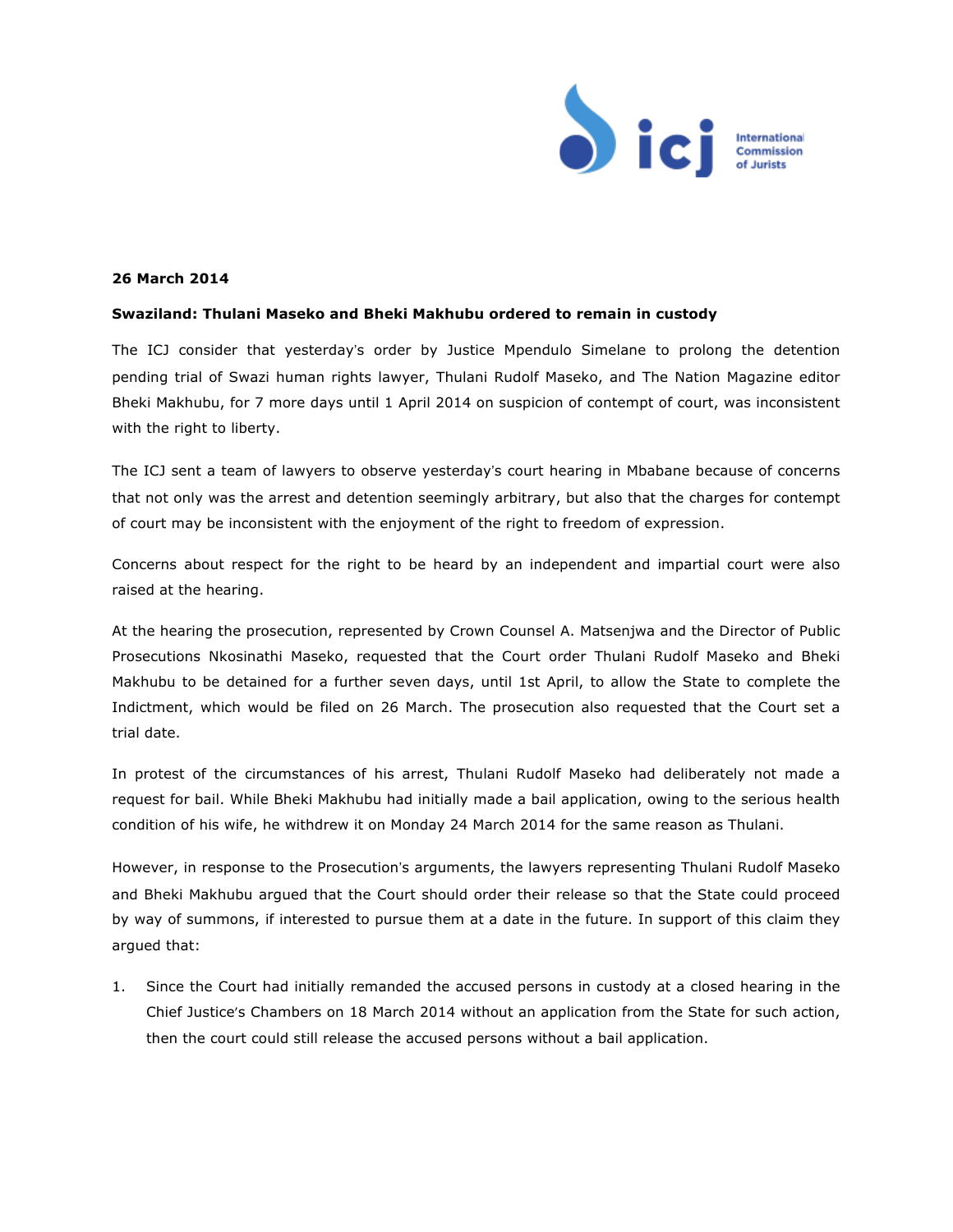**26 March 2014**

**Swaziland: Thulani Maseko and Bheki Makhubu ordered to remain in custody**

The ICJ consider that yesterday's order by Justice Mpendulo Simelane to prolong the detention pending trial of Swazi human rights lawyer, Thulani Rudolf Maseko, and The Nation Magazine editor Bheki Makhubu, for 7 more days until 1 April 2014 on suspicion of contempt of court, was inconsistent with the right to liberty.

The ICJ sent a team of lawyers to observe yesterday's court hearing in Mbabane because of concerns that not only was the arrest and detention seemingly arbitrary, but also that the charges for contempt of court may be inconsistent with the enjoyment of the right to freedom of expression.

Concerns about respect for the right to be heard by an independent and impartial court were also raised at the hearing.

At the hearing the prosecution, represented by Crown Counsel A. Matsenjwa and the Director of Public Prosecutions Nkosinathi Maseko, requested that the Court order Thulani Rudolf Maseko and Bheki Makhubu to be detained for a further seven days, until 1st April, to allow the State to complete the Indictment, which would be filed on 26 March. The prosecution also requested that the Court set a trial date.

In protest of the circumstances of his arrest, Thulani Rudolf Maseko had deliberately not made a request for bail. While Bheki Makhubu had initially made a bail application, owing to the serious health condition of his wife, he withdrew it on Monday 24 March 2014 for the same reason as Thulani.

However, in response to the Prosecution's arguments, the lawyers representing Thulani Rudolf Maseko and Bheki Makhubu argued that the Court should order their release so that the State could proceed by way of summons, if interested to pursue them at a date in the future. In support of this claim they argued that:

1. Since the Court had initially remanded the accused persons in custody at a closed hearing in the Chief Justice's Chambers on 18 March 2014 without an application from the State for such action, then the court could still release the accused persons without a bail application.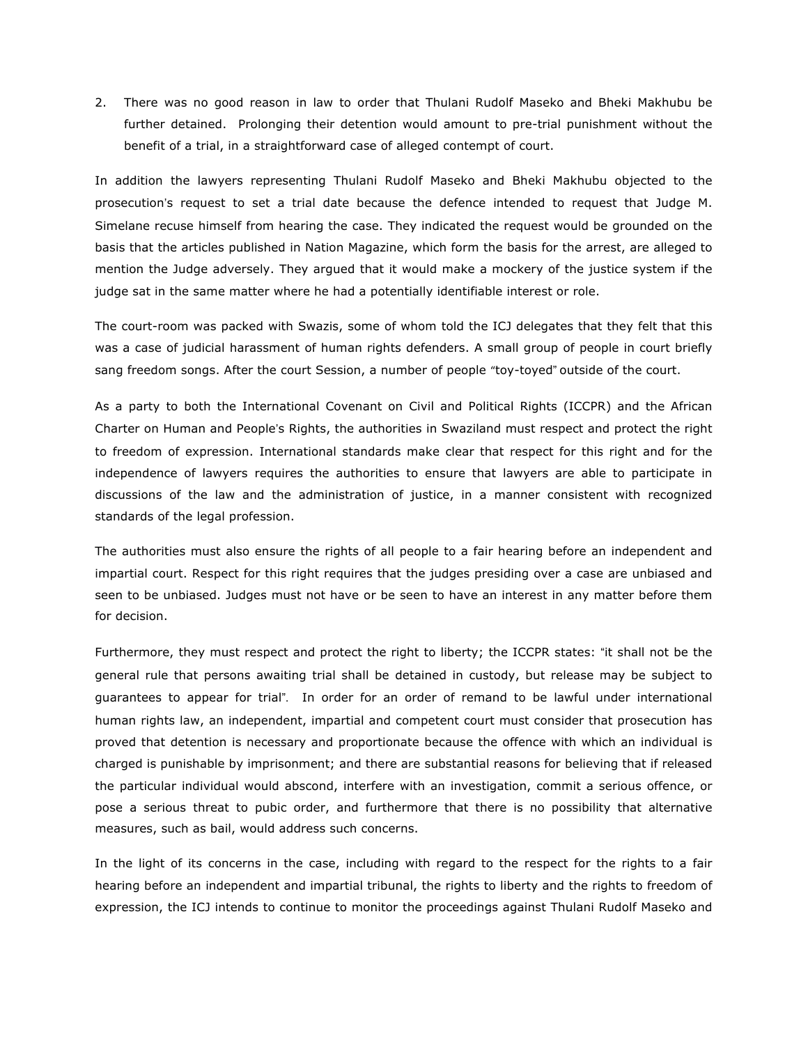2. There was no good reason in law to order that Thulani Rudolf Maseko and Bheki Makhubu be further detained. Prolonging their detention would amount to pre-trial punishment without the benefit of a trial, in a straightforward case of alleged contempt of court.

In addition the lawyers representing Thulani Rudolf Maseko and Bheki Makhubu objected to the prosecution's request to set a trial date because the defence intended to request that Judge M. Simelane recuse himself from hearing the case. They indicated the request would be grounded on the basis that the articles published in Nation Magazine, which form the basis for the arrest, are alleged to mention the Judge adversely. They argued that it would make a mockery of the justice system if the judge sat in the same matter where he had a potentially identifiable interest or role.

The court-room was packed with Swazis, some of whom told the ICJ delegates that they felt that this was a case of judicial harassment of human rights defenders. A small group of people in court briefly sang freedom songs. After the court Session, a number of people "toy-toyed" outside of the court.

As a party to both the International Covenant on Civil and Political Rights (ICCPR) and the African Charter on Human and People's Rights, the authorities in Swaziland must respect and protect the right to freedom of expression. International standards make clear that respect for this right and for the independence of lawyers requires the authorities to ensure that lawyers are able to participate in discussions of the law and the administration of justice, in a manner consistent with recognized standards of the legal profession.

The authorities must also ensure the rights of all people to a fair hearing before an independent and impartial court. Respect for this right requires that the judges presiding over a case are unbiased and seen to be unbiased. Judges must not have or be seen to have an interest in any matter before them for decision.

Furthermore, they must respect and protect the right to liberty; the ICCPR states: "it shall not be the general rule that persons awaiting trial shall be detained in custody, but release may be subject to guarantees to appear for trial". In order for an order of remand to be lawful under international human rights law, an independent, impartial and competent court must consider that prosecution has proved that detention is necessary and proportionate because the offence with which an individual is charged is punishable by imprisonment; and there are substantial reasons for believing that if released the particular individual would abscond, interfere with an investigation, commit a serious offence, or pose a serious threat to pubic order, and furthermore that there is no possibility that alternative measures, such as bail, would address such concerns.

In the light of its concerns in the case, including with regard to the respect for the rights to a fair hearing before an independent and impartial tribunal, the rights to liberty and the rights to freedom of expression, the ICJ intends to continue to monitor the proceedings against Thulani Rudolf Maseko and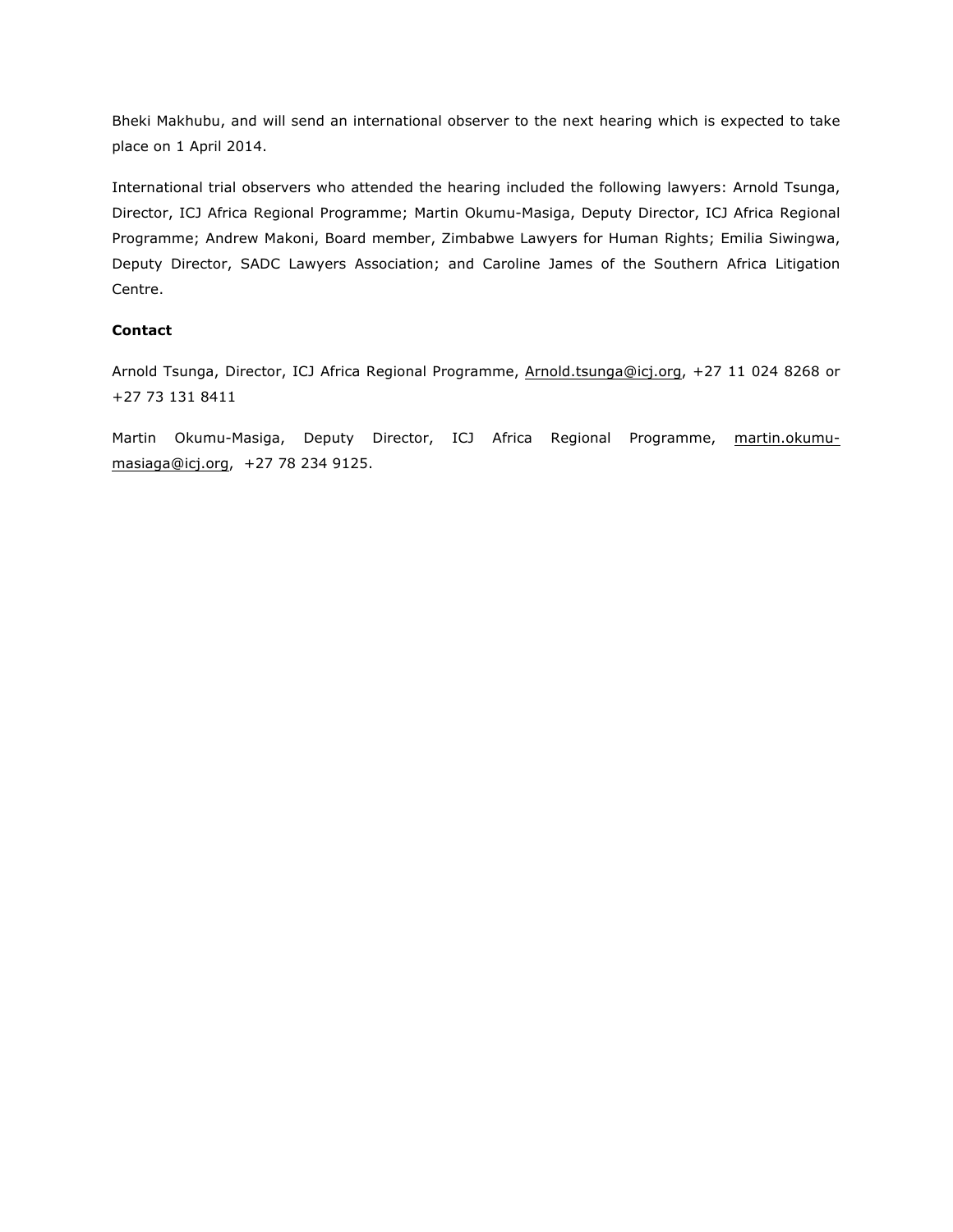Bheki Makhubu, and will send an international observer to the next hearing which is expected to take place on 1 April 2014.

International trial observers who attended the hearing included the following lawyers: Arnold Tsunga, Director, ICJ Africa Regional Programme; Martin Okumu-Masiga, Deputy Director, ICJ Africa Regional Programme; Andrew Makoni, Board member, Zimbabwe Lawyers for Human Rights; Emilia Siwingwa, Deputy Director, SADC Lawyers Association; and Caroline James of the Southern Africa Litigation Centre.

**Contact**

Arnold Tsunga, Director, ICJ Africa Regional Programme, Arnold.tsunga@icj.org, +27 11 024 8268 or +27 73 131 8411

Martin Okumu-Masiga, Deputy Director, ICJ Africa Regional Programme, martin.okumu-masiaga@icj.org, +27 78 234 9125.